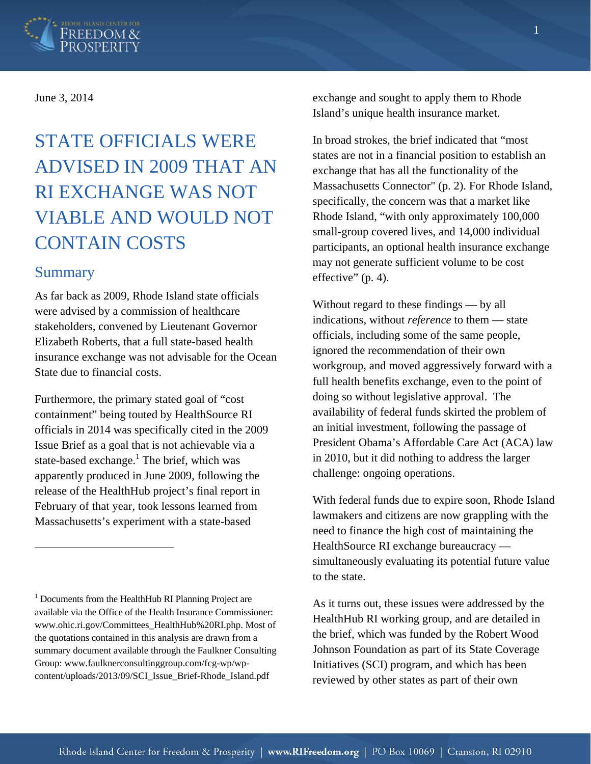June 3, 2014

# STATE OFFICIALS WERE ADVISED IN 2009 THAT AN RI EXCHANGE WAS NOT VIABLE AND WOULD NOT CONTAIN COSTS

## Summary

As far back as 2009, Rhode Island state officials were advised by a commission of healthcare stakeholders, convened by Lieutenant Governor Elizabeth Roberts, that a full state-based health insurance exchange was not advisable for the Ocean State due to financial costs.

Furthermore, the primary stated goal of "cost containment" being touted by HealthSource RI officials in 2014 was specifically cited in the 2009 Issue Brief as a goal that is not achievable via a state-based exchange.[1] The brief, which was apparently produced in June 2009, following the release of the HealthHub project's final report in February of that year, took lessons learned from Massachusetts's experiment with a state-based exchange and sought to apply them to Rhode Island's unique health insurance market.

In broad strokes, the brief indicated that "most states are not in a financial position to establish an exchange that has all the functionality of the Massachusetts Connector" (p. 2). For Rhode Island, specifically, the concern was that a market like Rhode Island, "with only approximately 100,000 small-group covered lives, and 14,000 individual participants, an optional health insurance exchange may not generate sufficient volume to be cost effective" (p. 4).

Without regard to these findings — by all indications, without *reference* to them — state officials, including some of the same people, ignored the recommendation of their own workgroup, and moved aggressively forward with a full health benefits exchange, even to the point of doing so without legislative approval. The availability of federal funds skirted the problem of an initial investment, following the passage of President Obama's Affordable Care Act (ACA) law in 2010, but it did nothing to address the larger challenge: ongoing operations.

With federal funds due to expire soon, Rhode Island lawmakers and citizens are now grappling with the need to finance the high cost of maintaining the HealthSource RI exchange bureaucracy — simultaneously evaluating its potential future value to the state.

As it turns out, these issues were addressed by the HealthHub RI working group, and are detailed in the brief, which was funded by the Robert Wood Johnson Foundation as part of its State Coverage Initiatives (SCI) program, and which has been reviewed by other states as part of their own

[1] Documents from the HealthHub RI Planning Project are available via the Office of the Health Insurance Commissioner: www.ohic.ri.gov/Committees_HealthHub%20RI.php. Most of the quotations contained in this analysis are drawn from a summary document available through the Faulkner Consulting Group: www.faulknerconsultinggroup.com/fcg-wp/wp-content/uploads/2013/09/SCI_Issue_Brief-Rhode_Island.pdf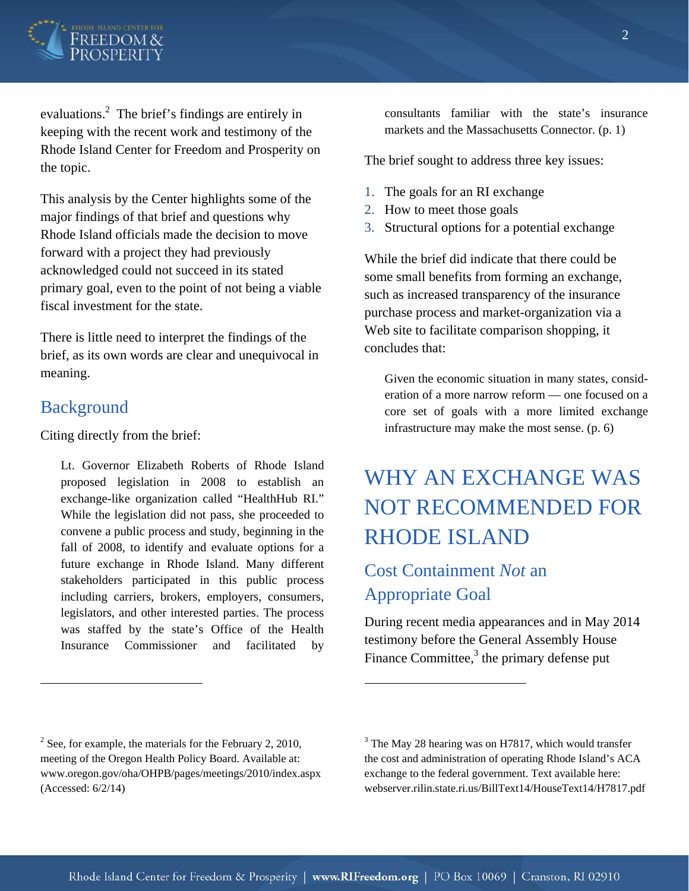evaluations.[2] The brief's findings are entirely in keeping with the recent work and testimony of the Rhode Island Center for Freedom and Prosperity on the topic.

This analysis by the Center highlights some of the major findings of that brief and questions why Rhode Island officials made the decision to move forward with a project they had previously acknowledged could not succeed in its stated primary goal, even to the point of not being a viable fiscal investment for the state.

There is little need to interpret the findings of the brief, as its own words are clear and unequivocal in meaning.

## Background

Citing directly from the brief:

> Lt. Governor Elizabeth Roberts of Rhode Island proposed legislation in 2008 to establish an exchange-like organization called "HealthHub RI." While the legislation did not pass, she proceeded to convene a public process and study, beginning in the fall of 2008, to identify and evaluate options for a future exchange in Rhode Island. Many different stakeholders participated in this public process including carriers, brokers, employers, consumers, legislators, and other interested parties. The process was staffed by the state's Office of the Health Insurance Commissioner and facilitated by consultants familiar with the state's insurance markets and the Massachusetts Connector. (p. 1)

The brief sought to address three key issues:

1. The goals for an RI exchange
2. How to meet those goals
3. Structural options for a potential exchange

While the brief did indicate that there could be some small benefits from forming an exchange, such as increased transparency of the insurance purchase process and market-organization via a Web site to facilitate comparison shopping, it concludes that:

> Given the economic situation in many states, consideration of a more narrow reform — one focused on a core set of goals with a more limited exchange infrastructure may make the most sense. (p. 6)

# WHY AN EXCHANGE WAS NOT RECOMMENDED FOR RHODE ISLAND

## Cost Containment *Not* an Appropriate Goal

During recent media appearances and in May 2014 testimony before the General Assembly House Finance Committee,[3] the primary defense put

[2] See, for example, the materials for the February 2, 2010, meeting of the Oregon Health Policy Board. Available at: www.oregon.gov/oha/OHPB/pages/meetings/2010/index.aspx (Accessed: 6/2/14)

[3] The May 28 hearing was on H7817, which would transfer the cost and administration of operating Rhode Island's ACA exchange to the federal government. Text available here: webserver.rilin.state.ri.us/BillText14/HouseText14/H7817.pdf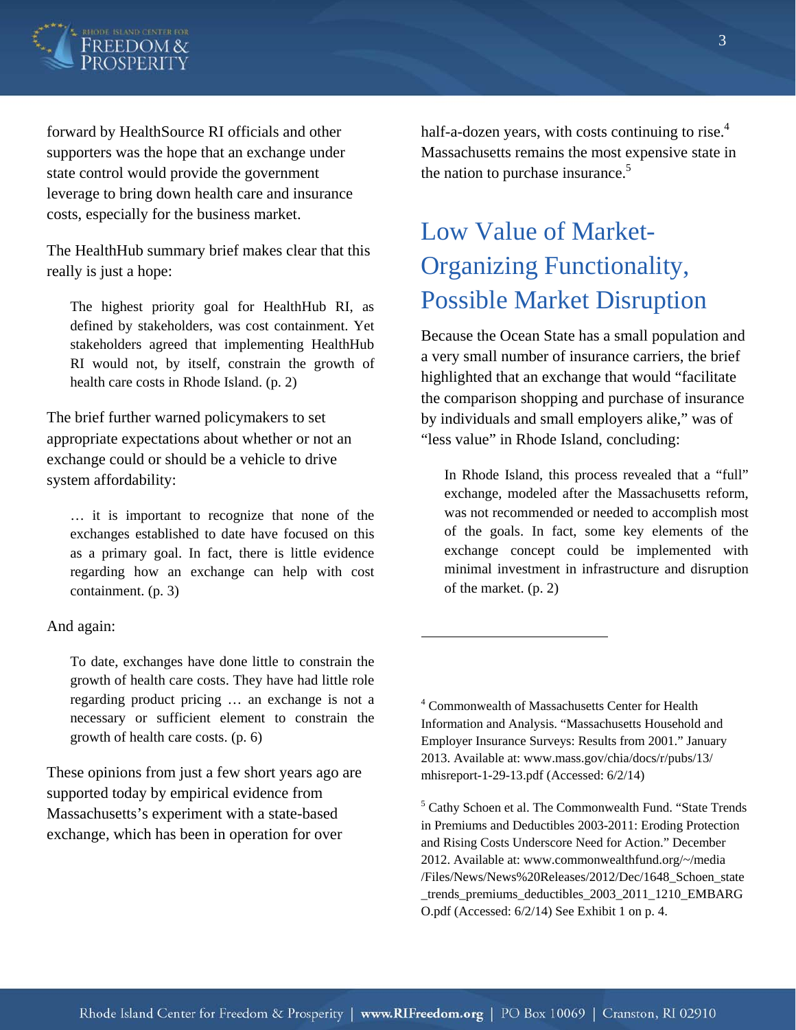forward by HealthSource RI officials and other supporters was the hope that an exchange under state control would provide the government leverage to bring down health care and insurance costs, especially for the business market.

The HealthHub summary brief makes clear that this really is just a hope:

> The highest priority goal for HealthHub RI, as defined by stakeholders, was cost containment. Yet stakeholders agreed that implementing HealthHub RI would not, by itself, constrain the growth of health care costs in Rhode Island. (p. 2)

The brief further warned policymakers to set appropriate expectations about whether or not an exchange could or should be a vehicle to drive system affordability:

> … it is important to recognize that none of the exchanges established to date have focused on this as a primary goal. In fact, there is little evidence regarding how an exchange can help with cost containment. (p. 3)

And again:

> To date, exchanges have done little to constrain the growth of health care costs. They have had little role regarding product pricing … an exchange is not a necessary or sufficient element to constrain the growth of health care costs. (p. 6)

These opinions from just a few short years ago are supported today by empirical evidence from Massachusetts's experiment with a state-based exchange, which has been in operation for over half-a-dozen years, with costs continuing to rise.[4] Massachusetts remains the most expensive state in the nation to purchase insurance.[5]

## Low Value of Market-Organizing Functionality, Possible Market Disruption

Because the Ocean State has a small population and a very small number of insurance carriers, the brief highlighted that an exchange that would "facilitate the comparison shopping and purchase of insurance by individuals and small employers alike," was of "less value" in Rhode Island, concluding:

> In Rhode Island, this process revealed that a "full" exchange, modeled after the Massachusetts reform, was not recommended or needed to accomplish most of the goals. In fact, some key elements of the exchange concept could be implemented with minimal investment in infrastructure and disruption of the market. (p. 2)

---

[4] Commonwealth of Massachusetts Center for Health Information and Analysis. "Massachusetts Household and Employer Insurance Surveys: Results from 2001." January 2013. Available at: www.mass.gov/chia/docs/r/pubs/13/mhisreport-1-29-13.pdf (Accessed: 6/2/14)

[5] Cathy Schoen et al. The Commonwealth Fund. "State Trends in Premiums and Deductibles 2003-2011: Eroding Protection and Rising Costs Underscore Need for Action." December 2012. Available at: www.commonwealthfund.org/~/media/Files/News/News%20Releases/2012/Dec/1648_Schoen_state_trends_premiums_deductibles_2003_2011_1210_EMBARGO.pdf (Accessed: 6/2/14) See Exhibit 1 on p. 4.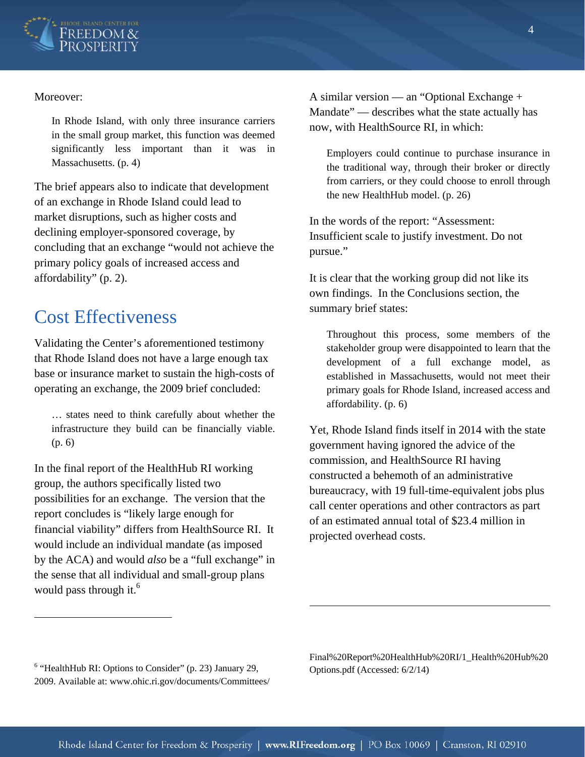Moreover:

> In Rhode Island, with only three insurance carriers in the small group market, this function was deemed significantly less important than it was in Massachusetts. (p. 4)

The brief appears also to indicate that development of an exchange in Rhode Island could lead to market disruptions, such as higher costs and declining employer-sponsored coverage, by concluding that an exchange "would not achieve the primary policy goals of increased access and affordability" (p. 2).

## Cost Effectiveness

Validating the Center's aforementioned testimony that Rhode Island does not have a large enough tax base or insurance market to sustain the high-costs of operating an exchange, the 2009 brief concluded:

> … states need to think carefully about whether the infrastructure they build can be financially viable. (p. 6)

In the final report of the HealthHub RI working group, the authors specifically listed two possibilities for an exchange. The version that the report concludes is "likely large enough for financial viability" differs from HealthSource RI. It would include an individual mandate (as imposed by the ACA) and would *also* be a "full exchange" in the sense that all individual and small-group plans would pass through it.[6]

A similar version — an "Optional Exchange + Mandate" — describes what the state actually has now, with HealthSource RI, in which:

> Employers could continue to purchase insurance in the traditional way, through their broker or directly from carriers, or they could choose to enroll through the new HealthHub model. (p. 26)

In the words of the report: "Assessment: Insufficient scale to justify investment. Do not pursue."

It is clear that the working group did not like its own findings. In the Conclusions section, the summary brief states:

> Throughout this process, some members of the stakeholder group were disappointed to learn that the development of a full exchange model, as established in Massachusetts, would not meet their primary goals for Rhode Island, increased access and affordability. (p. 6)

Yet, Rhode Island finds itself in 2014 with the state government having ignored the advice of the commission, and HealthSource RI having constructed a behemoth of an administrative bureaucracy, with 19 full-time-equivalent jobs plus call center operations and other contractors as part of an estimated annual total of $23.4 million in projected overhead costs.

---

[6] "HealthHub RI: Options to Consider" (p. 23) January 29, 2009. Available at: www.ohic.ri.gov/documents/Committees/Final%20Report%20HealthHub%20RI/1_Health%20Hub%20Options.pdf (Accessed: 6/2/14)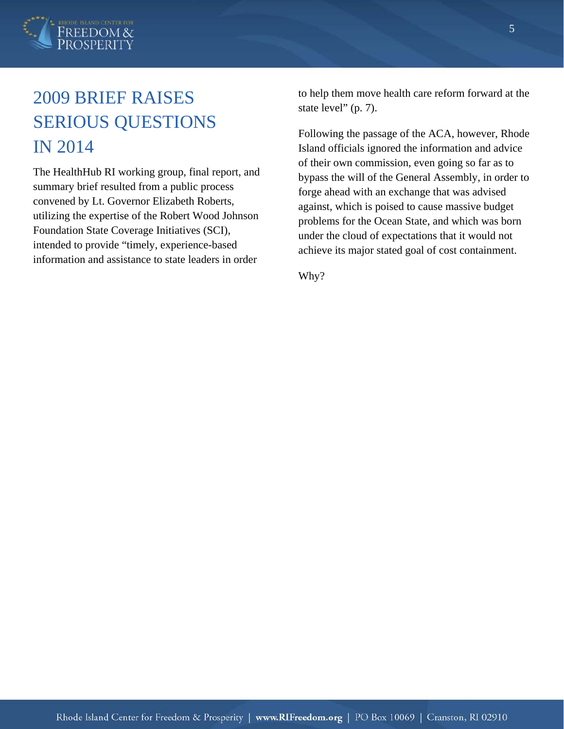# 2009 BRIEF RAISES SERIOUS QUESTIONS IN 2014

The HealthHub RI working group, final report, and summary brief resulted from a public process convened by Lt. Governor Elizabeth Roberts, utilizing the expertise of the Robert Wood Johnson Foundation State Coverage Initiatives (SCI), intended to provide "timely, experience-based information and assistance to state leaders in order to help them move health care reform forward at the state level" (p. 7).

Following the passage of the ACA, however, Rhode Island officials ignored the information and advice of their own commission, even going so far as to bypass the will of the General Assembly, in order to forge ahead with an exchange that was advised against, which is poised to cause massive budget problems for the Ocean State, and which was born under the cloud of expectations that it would not achieve its major stated goal of cost containment.

Why?